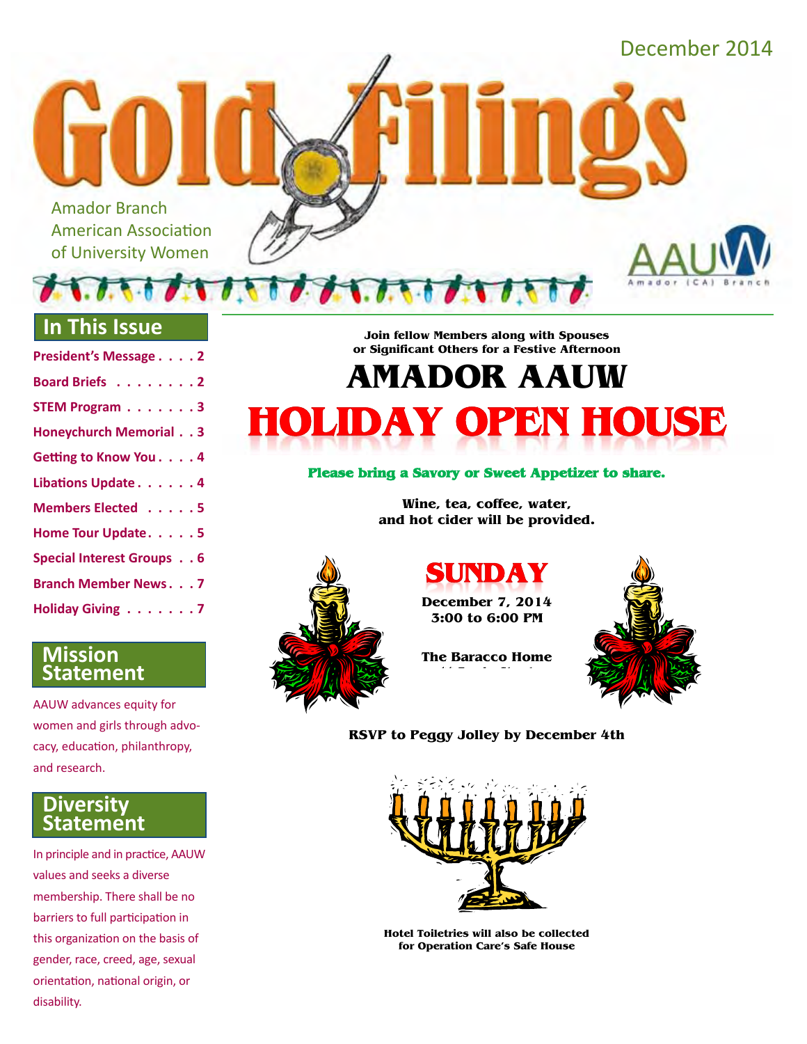December 2014

# Gold Filings

Amador Branch
American Association
of University Women

AAUW Amador (CA) Branch

## In This Issue

- President's Message . . . . 2
- Board Briefs . . . . . . . . 2
- STEM Program . . . . . . . 3
- Honeychurch Memorial . . 3
- Getting to Know You . . . . 4
- Libations Update . . . . . . 4
- Members Elected . . . . . 5
- Home Tour Update . . . . . 5
- Special Interest Groups . . 6
- Branch Member News . . . 7
- Holiday Giving . . . . . . . 7

## Mission Statement

AAUW advances equity for women and girls through advocacy, education, philanthropy, and research.

## Diversity Statement

In principle and in practice, AAUW values and seeks a diverse membership. There shall be no barriers to full participation in this organization on the basis of gender, race, creed, age, sexual orientation, national origin, or disability.

**Join fellow Members along with Spouses or Significant Others for a Festive Afternoon**

# AMADOR AAUW
# HOLIDAY OPEN HOUSE

**Please bring a Savory or Sweet Appetizer to share.**

**Wine, tea, coffee, water, and hot cider will be provided.**

## SUNDAY

**December 7, 2014**
**3:00 to 6:00 PM**

**The Baracco Home**

**RSVP to Peggy Jolley by December 4th**

**Hotel Toiletries will also be collected for Operation Care's Safe House**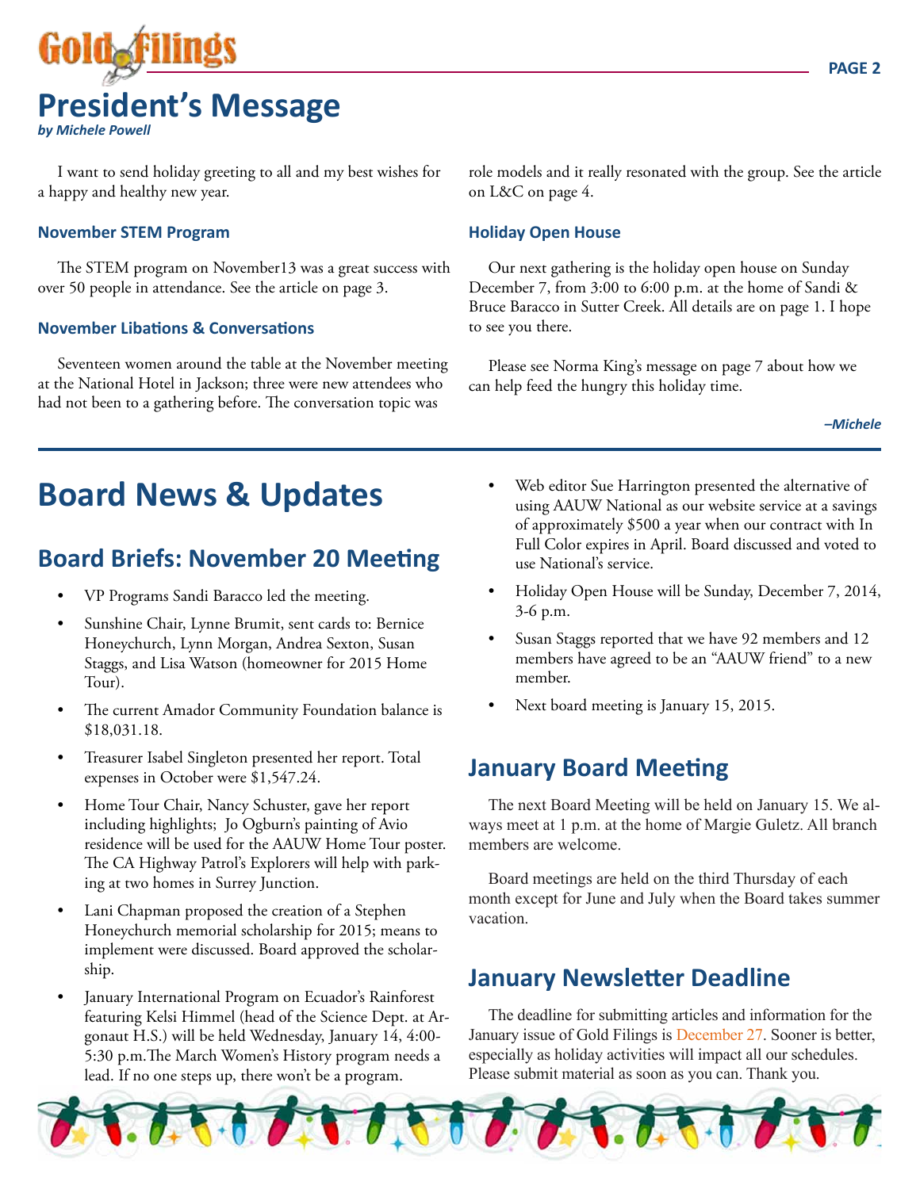# President's Message

*by Michele Powell*

I want to send holiday greeting to all and my best wishes for a happy and healthy new year.

### November STEM Program

The STEM program on November13 was a great success with over 50 people in attendance. See the article on page 3.

### November Libations & Conversations

Seventeen women around the table at the November meeting at the National Hotel in Jackson; three were new attendees who had not been to a gathering before. The conversation topic was role models and it really resonated with the group. See the article on L&C on page 4.

### Holiday Open House

Our next gathering is the holiday open house on Sunday December 7, from 3:00 to 6:00 p.m. at the home of Sandi & Bruce Baracco in Sutter Creek. All details are on page 1. I hope to see you there.

Please see Norma King's message on page 7 about how we can help feed the hungry this holiday time.

*–Michele*

# Board News & Updates

## Board Briefs: November 20 Meeting

- VP Programs Sandi Baracco led the meeting.
- Sunshine Chair, Lynne Brumit, sent cards to: Bernice Honeychurch, Lynn Morgan, Andrea Sexton, Susan Staggs, and Lisa Watson (homeowner for 2015 Home Tour).
- The current Amador Community Foundation balance is $18,031.18.
- Treasurer Isabel Singleton presented her report. Total expenses in October were $1,547.24.
- Home Tour Chair, Nancy Schuster, gave her report including highlights; Jo Ogburn's painting of Avio residence will be used for the AAUW Home Tour poster. The CA Highway Patrol's Explorers will help with parking at two homes in Surrey Junction.
- Lani Chapman proposed the creation of a Stephen Honeychurch memorial scholarship for 2015; means to implement were discussed. Board approved the scholarship.
- January International Program on Ecuador's Rainforest featuring Kelsi Himmel (head of the Science Dept. at Argonaut H.S.) will be held Wednesday, January 14, 4:00-5:30 p.m.The March Women's History program needs a lead. If no one steps up, there won't be a program.
- Web editor Sue Harrington presented the alternative of using AAUW National as our website service at a savings of approximately $500 a year when our contract with In Full Color expires in April. Board discussed and voted to use National's service.
- Holiday Open House will be Sunday, December 7, 2014, 3-6 p.m.
- Susan Staggs reported that we have 92 members and 12 members have agreed to be an "AAUW friend" to a new member.
- Next board meeting is January 15, 2015.

## January Board Meeting

The next Board Meeting will be held on January 15. We always meet at 1 p.m. at the home of Margie Guletz. All branch members are welcome.

Board meetings are held on the third Thursday of each month except for June and July when the Board takes summer vacation.

## January Newsletter Deadline

The deadline for submitting articles and information for the January issue of Gold Filings is December 27. Sooner is better, especially as holiday activities will impact all our schedules. Please submit material as soon as you can. Thank you.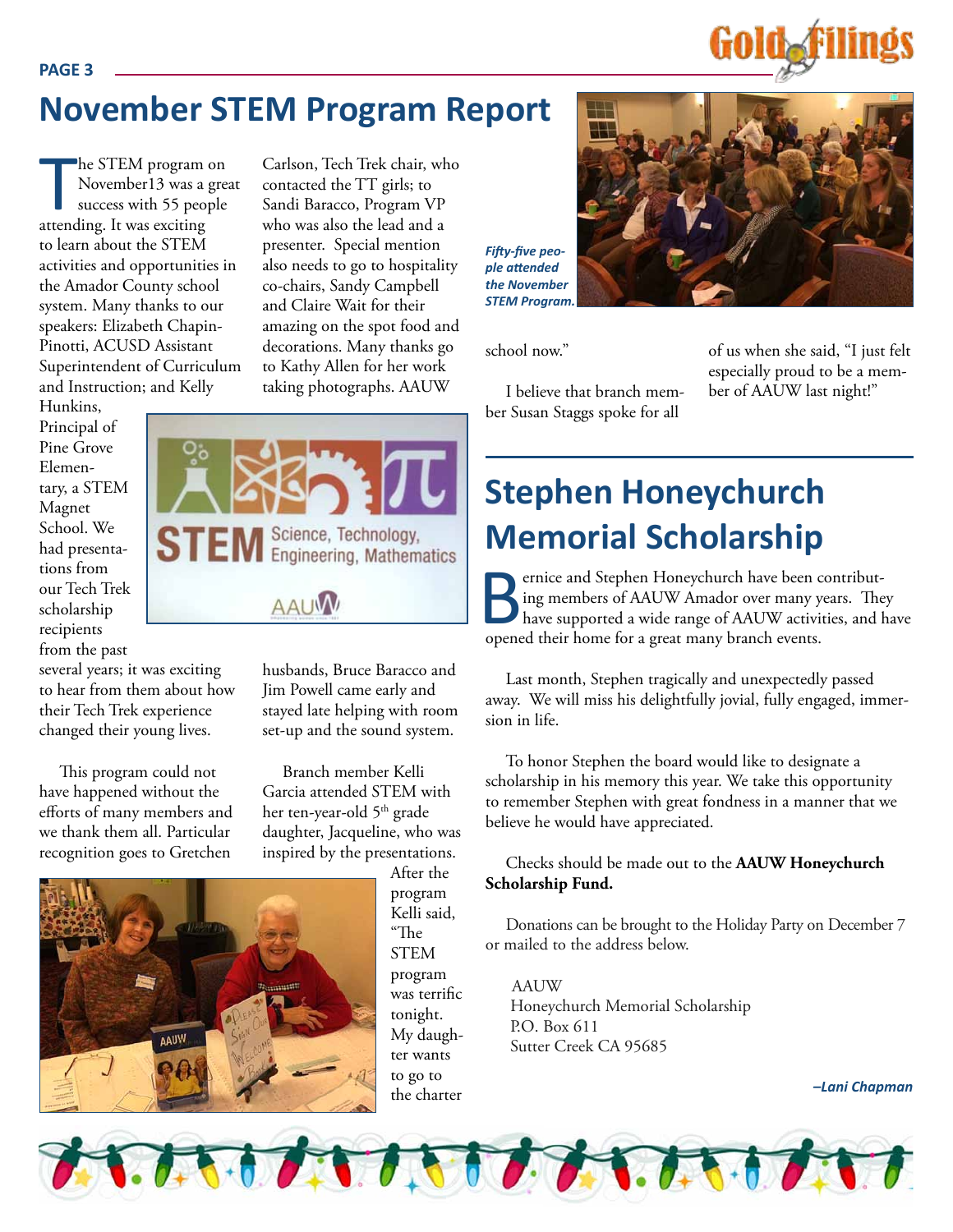# November STEM Program Report

The STEM program on November13 was a great success with 55 people attending. It was exciting to learn about the STEM activities and opportunities in the Amador County school system. Many thanks to our speakers: Elizabeth Chapin-Pinotti, ACUSD Assistant Superintendent of Curriculum and Instruction; and Kelly Hunkins, Principal of Pine Grove Elementary, a STEM Magnet School. We had presentations from our Tech Trek scholarship recipients from the past several years; it was exciting to hear from them about how their Tech Trek experience changed their young lives.

This program could not have happened without the efforts of many members and we thank them all. Particular recognition goes to Gretchen Carlson, Tech Trek chair, who contacted the TT girls; to Sandi Baracco, Program VP who was also the lead and a presenter. Special mention also needs to go to hospitality co-chairs, Sandy Campbell and Claire Wait for their amazing on the spot food and decorations. Many thanks go to Kathy Allen for her work taking photographs. AAUW husbands, Bruce Baracco and Jim Powell came early and stayed late helping with room set-up and the sound system.

Branch member Kelli Garcia attended STEM with her ten-year-old 5th grade daughter, Jacqueline, who was inspired by the presentations. After the program Kelli said, "The STEM program was terrific tonight. My daughter wants to go to the charter school now."

I believe that branch member Susan Staggs spoke for all of us when she said, "I just felt especially proud to be a member of AAUW last night!"

*Fifty-five people attended the November STEM Program.*

# Stephen Honeychurch Memorial Scholarship

Bernice and Stephen Honeychurch have been contributing members of AAUW Amador over many years. They have supported a wide range of AAUW activities, and have opened their home for a great many branch events.

Last month, Stephen tragically and unexpectedly passed away. We will miss his delightfully jovial, fully engaged, immersion in life.

To honor Stephen the board would like to designate a scholarship in his memory this year. We take this opportunity to remember Stephen with great fondness in a manner that we believe he would have appreciated.

Checks should be made out to the **AAUW Honeychurch Scholarship Fund.**

Donations can be brought to the Holiday Party on December 7 or mailed to the address below.

AAUW
Honeychurch Memorial Scholarship
P.O. Box 611
Sutter Creek CA 95685

*–Lani Chapman*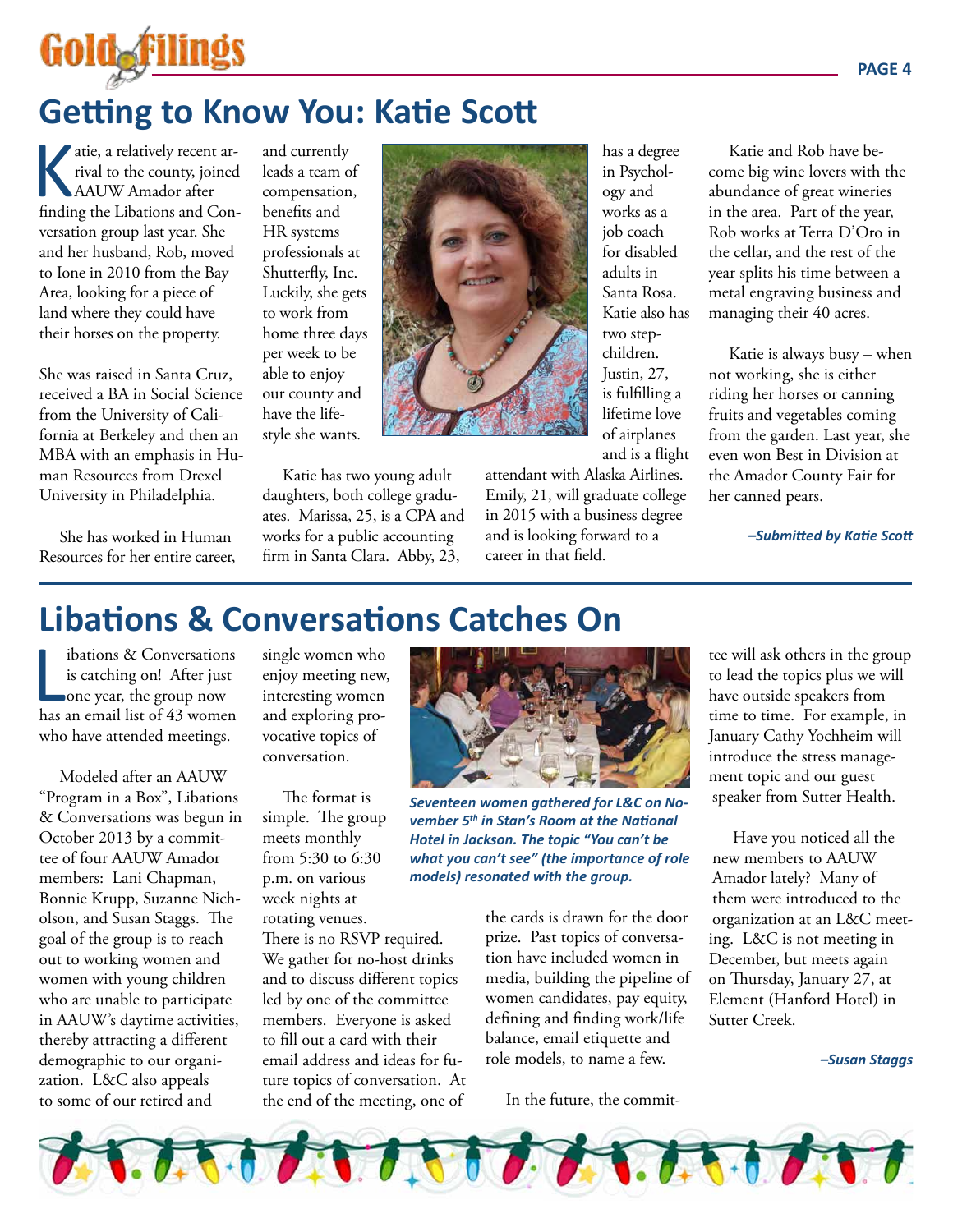## Getting to Know You: Katie Scott

Katie, a relatively recent arrival to the county, joined AAUW Amador after finding the Libations and Conversation group last year. She and her husband, Rob, moved to Ione in 2010 from the Bay Area, looking for a piece of land where they could have their horses on the property.

She was raised in Santa Cruz, received a BA in Social Science from the University of California at Berkeley and then an MBA with an emphasis in Human Resources from Drexel University in Philadelphia.

She has worked in Human Resources for her entire career, and currently leads a team of compensation, benefits and HR systems professionals at Shutterfly, Inc. Luckily, she gets to work from home three days per week to be able to enjoy our county and have the lifestyle she wants.

Katie has two young adult daughters, both college graduates. Marissa, 25, is a CPA and works for a public accounting firm in Santa Clara. Abby, 23, has a degree in Psychology and works as a job coach for disabled adults in Santa Rosa. Katie also has two stepchildren. Justin, 27, is fulfilling a lifetime love of airplanes and is a flight attendant with Alaska Airlines. Emily, 21, will graduate college in 2015 with a business degree and is looking forward to a career in that field.

Katie and Rob have become big wine lovers with the abundance of great wineries in the area. Part of the year, Rob works at Terra D'Oro in the cellar, and the rest of the year splits his time between a metal engraving business and managing their 40 acres.

Katie is always busy – when not working, she is either riding her horses or canning fruits and vegetables coming from the garden. Last year, she even won Best in Division at the Amador County Fair for her canned pears.

***–Submitted by Katie Scott***

## Libations & Conversations Catches On

Libations & Conversations is catching on! After just one year, the group now has an email list of 43 women who have attended meetings.

Modeled after an AAUW "Program in a Box", Libations & Conversations was begun in October 2013 by a committee of four AAUW Amador members: Lani Chapman, Bonnie Krupp, Suzanne Nicholson, and Susan Staggs. The goal of the group is to reach out to working women and women with young children who are unable to participate in AAUW's daytime activities, thereby attracting a different demographic to our organization. L&C also appeals to some of our retired and single women who enjoy meeting new, interesting women and exploring provocative topics of conversation.

The format is simple. The group meets monthly from 5:30 to 6:30 p.m. on various week nights at rotating venues. There is no RSVP required. We gather for no-host drinks and to discuss different topics led by one of the committee members. Everyone is asked to fill out a card with their email address and ideas for future topics of conversation. At the end of the meeting, one of the cards is drawn for the door prize. Past topics of conversation have included women in media, building the pipeline of women candidates, pay equity, defining and finding work/life balance, email etiquette and role models, to name a few.

***Seventeen women gathered for L&C on November 5th in Stan's Room at the National Hotel in Jackson. The topic "You can't be what you can't see" (the importance of role models) resonated with the group.***

In the future, the committee will ask others in the group to lead the topics plus we will have outside speakers from time to time. For example, in January Cathy Yochheim will introduce the stress management topic and our guest speaker from Sutter Health.

Have you noticed all the new members to AAUW Amador lately? Many of them were introduced to the organization at an L&C meeting. L&C is not meeting in December, but meets again on Thursday, January 27, at Element (Hanford Hotel) in Sutter Creek.

***–Susan Staggs***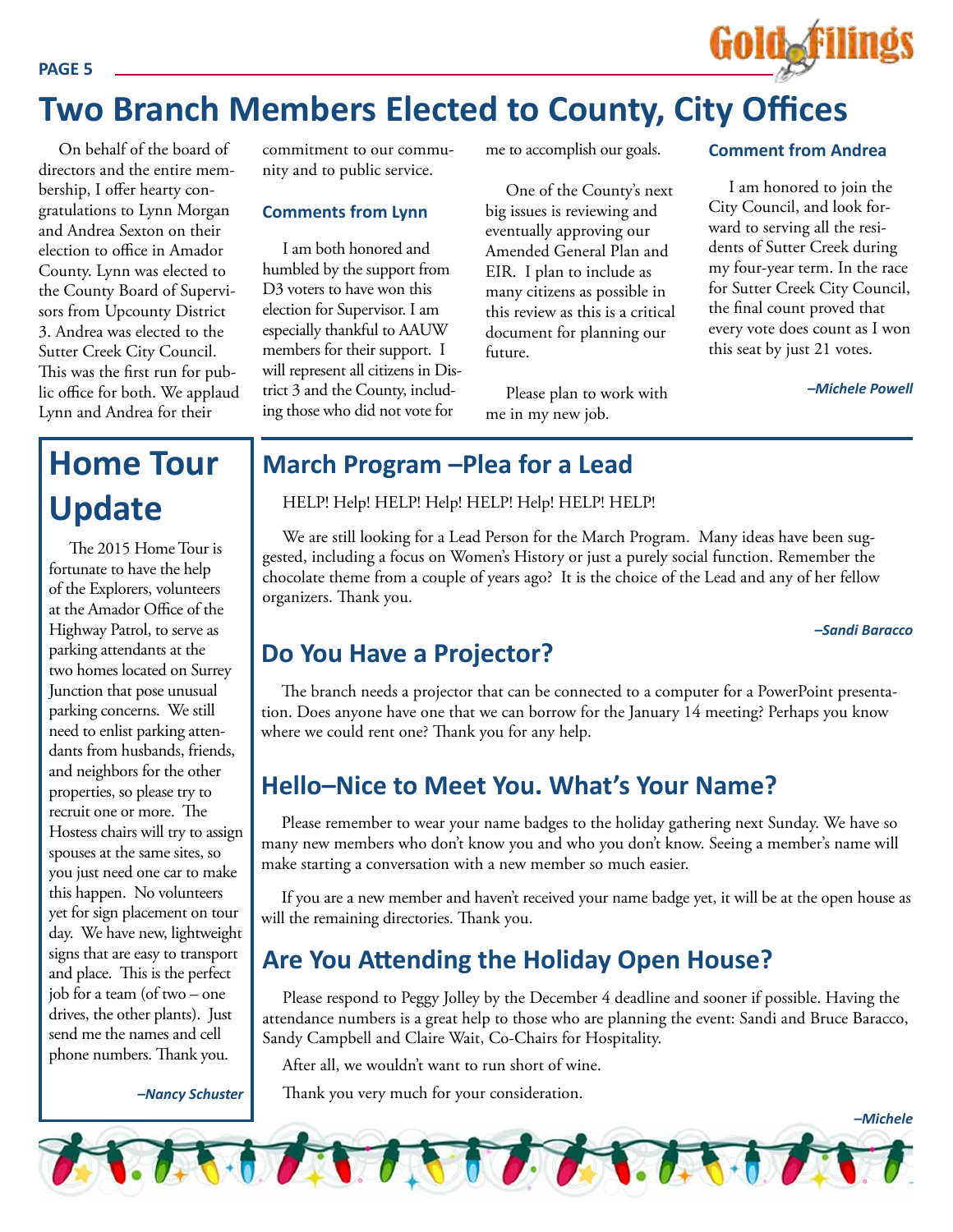# Two Branch Members Elected to County, City Offices

On behalf of the board of directors and the entire membership, I offer hearty congratulations to Lynn Morgan and Andrea Sexton on their election to office in Amador County. Lynn was elected to the County Board of Supervisors from Upcounty District 3. Andrea was elected to the Sutter Creek City Council. This was the first run for public office for both. We applaud Lynn and Andrea for their commitment to our community and to public service.

### Comments from Lynn

I am both honored and humbled by the support from D3 voters to have won this election for Supervisor. I am especially thankful to AAUW members for their support. I will represent all citizens in District 3 and the County, including those who did not vote for me to accomplish our goals.

One of the County's next big issues is reviewing and eventually approving our Amended General Plan and EIR. I plan to include as many citizens as possible in this review as this is a critical document for planning our future.

Please plan to work with me in my new job.

### Comment from Andrea

I am honored to join the City Council, and look forward to serving all the residents of Sutter Creek during my four-year term. In the race for Sutter Creek City Council, the final count proved that every vote does count as I won this seat by just 21 votes.

*–Michele Powell*

## Home Tour Update

The 2015 Home Tour is fortunate to have the help of the Explorers, volunteers at the Amador Office of the Highway Patrol, to serve as parking attendants at the two homes located on Surrey Junction that pose unusual parking concerns. We still need to enlist parking attendants from husbands, friends, and neighbors for the other properties, so please try to recruit one or more. The Hostess chairs will try to assign spouses at the same sites, so you just need one car to make this happen. No volunteers yet for sign placement on tour day. We have new, lightweight signs that are easy to transport and place. This is the perfect job for a team (of two – one drives, the other plants). Just send me the names and cell phone numbers. Thank you.

*–Nancy Schuster*

## March Program –Plea for a Lead

HELP! Help! HELP! Help! HELP! Help! HELP! HELP!

We are still looking for a Lead Person for the March Program. Many ideas have been suggested, including a focus on Women's History or just a purely social function. Remember the chocolate theme from a couple of years ago? It is the choice of the Lead and any of her fellow organizers. Thank you.

*–Sandi Baracco*

## Do You Have a Projector?

The branch needs a projector that can be connected to a computer for a PowerPoint presentation. Does anyone have one that we can borrow for the January 14 meeting? Perhaps you know where we could rent one? Thank you for any help.

## Hello–Nice to Meet You. What's Your Name?

Please remember to wear your name badges to the holiday gathering next Sunday. We have so many new members who don't know you and who you don't know. Seeing a member's name will make starting a conversation with a new member so much easier.

If you are a new member and haven't received your name badge yet, it will be at the open house as will the remaining directories. Thank you.

## Are You Attending the Holiday Open House?

Please respond to Peggy Jolley by the December 4 deadline and sooner if possible. Having the attendance numbers is a great help to those who are planning the event: Sandi and Bruce Baracco, Sandy Campbell and Claire Wait, Co-Chairs for Hospitality.

After all, we wouldn't want to run short of wine.

Thank you very much for your consideration.

*–Michele*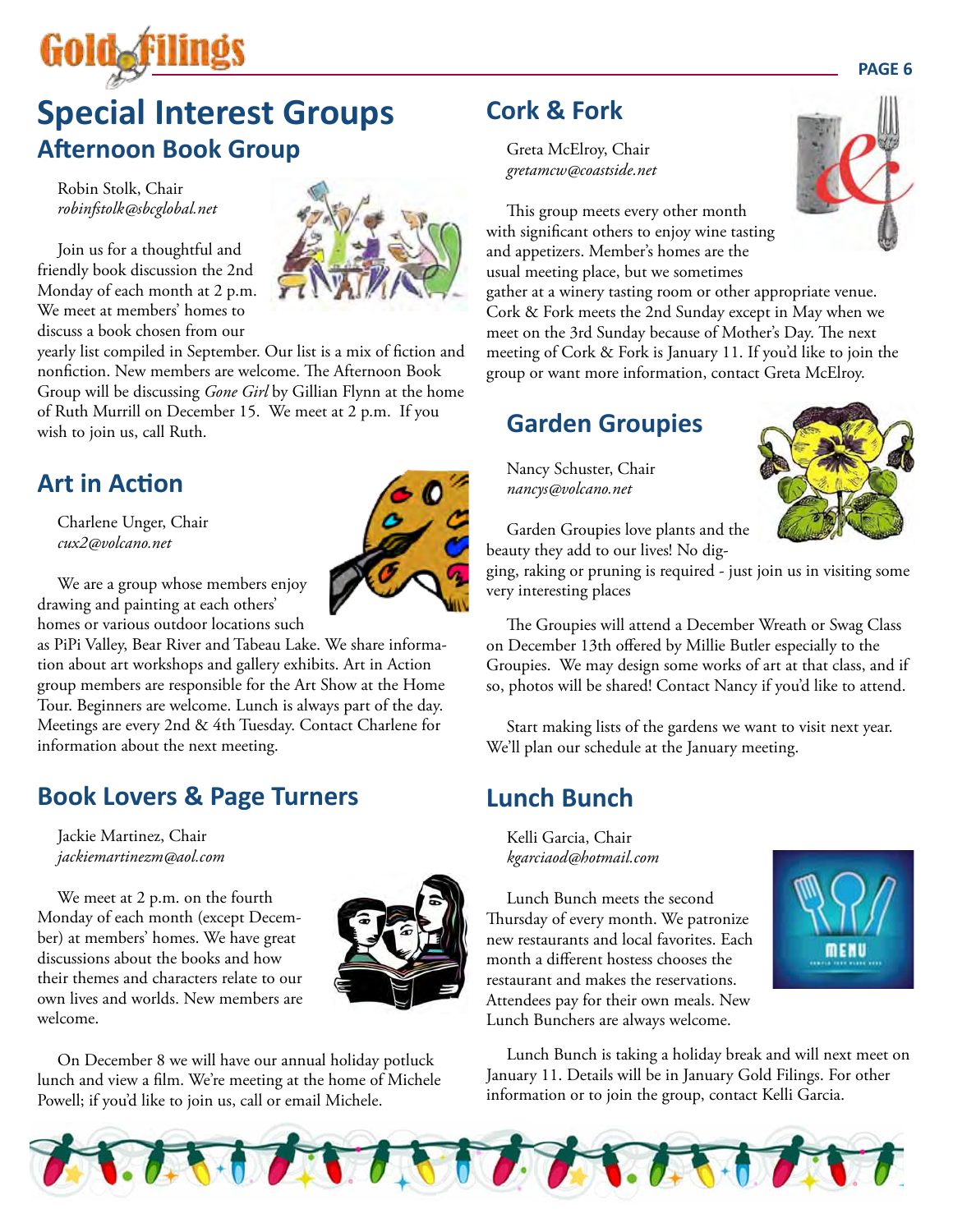# Special Interest Groups

## Afternoon Book Group

Robin Stolk, Chair
*robinfstolk@sbcglobal.net*

Join us for a thoughtful and friendly book discussion the 2nd Monday of each month at 2 p.m. We meet at members' homes to discuss a book chosen from our yearly list compiled in September. Our list is a mix of fiction and nonfiction. New members are welcome. The Afternoon Book Group will be discussing *Gone Girl* by Gillian Flynn at the home of Ruth Murrill on December 15. We meet at 2 p.m. If you wish to join us, call Ruth.

## Art in Action

Charlene Unger, Chair
*cux2@volcano.net*

We are a group whose members enjoy drawing and painting at each others' homes or various outdoor locations such as PiPi Valley, Bear River and Tabeau Lake. We share information about art workshops and gallery exhibits. Art in Action group members are responsible for the Art Show at the Home Tour. Beginners are welcome. Lunch is always part of the day. Meetings are every 2nd & 4th Tuesday. Contact Charlene for information about the next meeting.

## Book Lovers & Page Turners

Jackie Martinez, Chair
*jackiemartinezm@aol.com*

We meet at 2 p.m. on the fourth Monday of each month (except December) at members' homes. We have great discussions about the books and how their themes and characters relate to our own lives and worlds. New members are welcome.

On December 8 we will have our annual holiday potluck lunch and view a film. We're meeting at the home of Michele Powell; if you'd like to join us, call or email Michele.

## Cork & Fork

Greta McElroy, Chair
*gretamcw@coastside.net*

This group meets every other month with significant others to enjoy wine tasting and appetizers. Member's homes are the usual meeting place, but we sometimes gather at a winery tasting room or other appropriate venue. Cork & Fork meets the 2nd Sunday except in May when we meet on the 3rd Sunday because of Mother's Day. The next meeting of Cork & Fork is January 11. If you'd like to join the group or want more information, contact Greta McElroy.

## Garden Groupies

Nancy Schuster, Chair
*nancys@volcano.net*

Garden Groupies love plants and the beauty they add to our lives! No digging, raking or pruning is required - just join us in visiting some very interesting places

The Groupies will attend a December Wreath or Swag Class on December 13th offered by Millie Butler especially to the Groupies. We may design some works of art at that class, and if so, photos will be shared! Contact Nancy if you'd like to attend.

Start making lists of the gardens we want to visit next year. We'll plan our schedule at the January meeting.

## Lunch Bunch

Kelli Garcia, Chair
*kgarciaod@hotmail.com*

Lunch Bunch meets the second Thursday of every month. We patronize new restaurants and local favorites. Each month a different hostess chooses the restaurant and makes the reservations. Attendees pay for their own meals. New Lunch Bunchers are always welcome.

Lunch Bunch is taking a holiday break and will next meet on January 11. Details will be in January Gold Filings. For other information or to join the group, contact Kelli Garcia.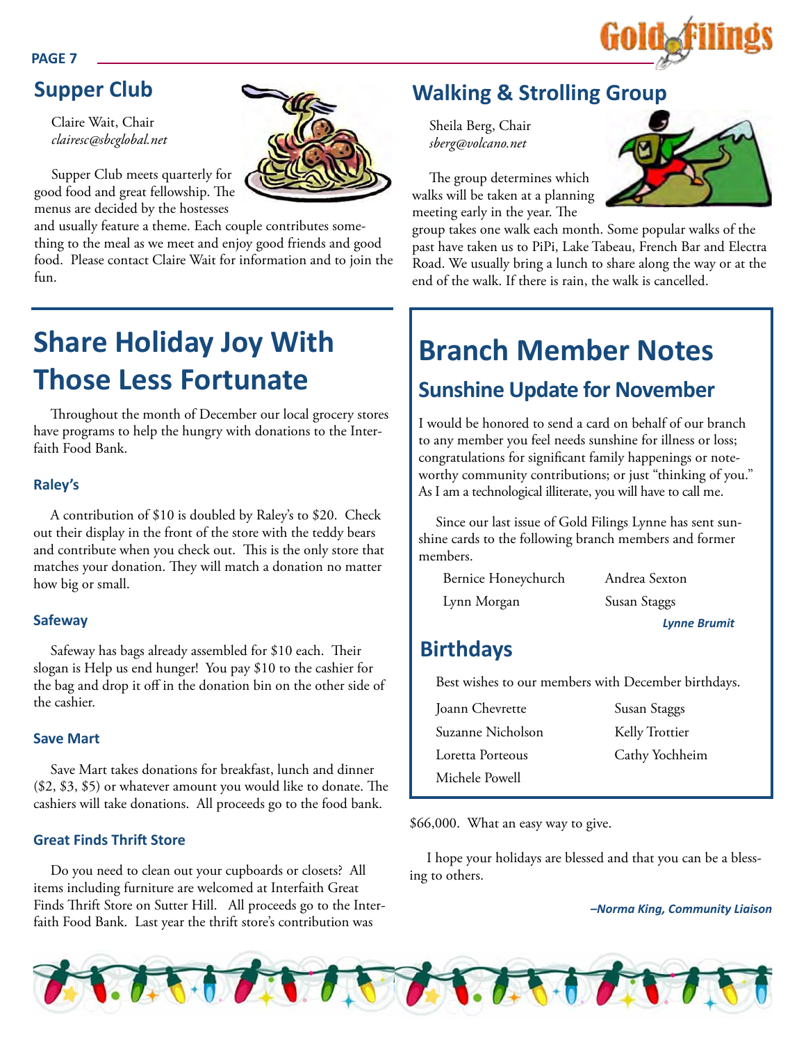## Supper Club

Claire Wait, Chair
*clairesc@sbcglobal.net*

Supper Club meets quarterly for good food and great fellowship. The menus are decided by the hostesses and usually feature a theme. Each couple contributes something to the meal as we meet and enjoy good friends and good food. Please contact Claire Wait for information and to join the fun.

## Walking & Strolling Group

Sheila Berg, Chair
*sberg@volcano.net*

The group determines which walks will be taken at a planning meeting early in the year. The group takes one walk each month. Some popular walks of the past have taken us to PiPi, Lake Tabeau, French Bar and Electra Road. We usually bring a lunch to share along the way or at the end of the walk. If there is rain, the walk is cancelled.

# Share Holiday Joy With Those Less Fortunate

Throughout the month of December our local grocery stores have programs to help the hungry with donations to the Interfaith Food Bank.

### Raley's

A contribution of $10 is doubled by Raley's to $20. Check out their display in the front of the store with the teddy bears and contribute when you check out. This is the only store that matches your donation. They will match a donation no matter how big or small.

### Safeway

Safeway has bags already assembled for $10 each. Their slogan is Help us end hunger! You pay $10 to the cashier for the bag and drop it off in the donation bin on the other side of the cashier.

### Save Mart

Save Mart takes donations for breakfast, lunch and dinner ($2, $3, $5) or whatever amount you would like to donate. The cashiers will take donations. All proceeds go to the food bank.

### Great Finds Thrift Store

Do you need to clean out your cupboards or closets? All items including furniture are welcomed at Interfaith Great Finds Thrift Store on Sutter Hill. All proceeds go to the Interfaith Food Bank. Last year the thrift store's contribution was $66,000. What an easy way to give.

I hope your holidays are blessed and that you can be a blessing to others.

***–Norma King, Community Liaison***

# Branch Member Notes

## Sunshine Update for November

I would be honored to send a card on behalf of our branch to any member you feel needs sunshine for illness or loss; congratulations for significant family happenings or noteworthy community contributions; or just "thinking of you." As I am a technological illiterate, you will have to call me.

Since our last issue of Gold Filings Lynne has sent sunshine cards to the following branch members and former members.

Bernice Honeychurch
Lynn Morgan
Andrea Sexton
Susan Staggs

***Lynne Brumit***

## Birthdays

Best wishes to our members with December birthdays.

Joann Chevrette
Suzanne Nicholson
Loretta Porteous
Michele Powell
Susan Staggs
Kelly Trottier
Cathy Yochheim